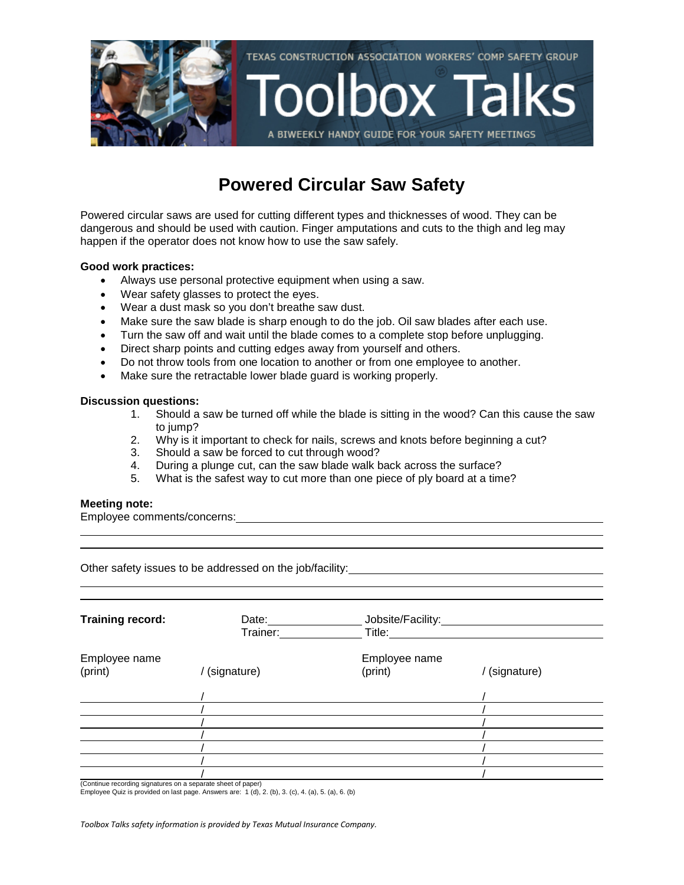TEXAS CONSTRUCTION ASSOCIATION WORKERS' COMP SAFETY GROUP

# Toolbox Talks

A BIWEEKLY HANDY GUIDE FOR YOUR SAFETY MEETINGS

## Powered Circular Saw Safety

Powered circular saws are used for cutting different types and thicknesses of wood. They can be dangerous and should be used with caution. Finger amputations and cuts to the thigh and leg may happen if the operator does not know how to use the saw safely.

**Good work practices:**

- Always use personal protective equipment when using a saw.
- Wear safety glasses to protect the eyes.
- Wear a dust mask so you don't breathe saw dust.
- Make sure the saw blade is sharp enough to do the job. Oil saw blades after each use.
- Turn the saw off and wait until the blade comes to a complete stop before unplugging.
- Direct sharp points and cutting edges away from yourself and others.
- Do not throw tools from one location to another or from one employee to another.
- Make sure the retractable lower blade guard is working properly.

**Discussion questions:**

1. Should a saw be turned off while the blade is sitting in the wood? Can this cause the saw to jump?
2. Why is it important to check for nails, screws and knots before beginning a cut?
3. Should a saw be forced to cut through wood?
4. During a plunge cut, can the saw blade walk back across the surface?
5. What is the safest way to cut more than one piece of ply board at a time?

**Meeting note:**

Employee comments/concerns: ______________________________________________

______________________________________________

______________________________________________

Other safety issues to be addressed on the job/facility: ______________________________________________

______________________________________________

______________________________________________

**Training record:** Date: ______________ Jobsite/Facility: ______________________

Trainer: ______________ Title: ______________________

| Employee name (print) | / (signature) | Employee name (print) | / (signature) |
| --- | --- | --- | --- |
| | / | | / |
| | / | | / |
| | / | | / |
| | / | | / |
| | / | | / |
| | / | | / |
| | / | | / |

(Continue recording signatures on a separate sheet of paper)

Employee Quiz is provided on last page. Answers are: 1 (d), 2. (b), 3. (c), 4. (a), 5. (a), 6. (b)

*Toolbox Talks safety information is provided by Texas Mutual Insurance Company.*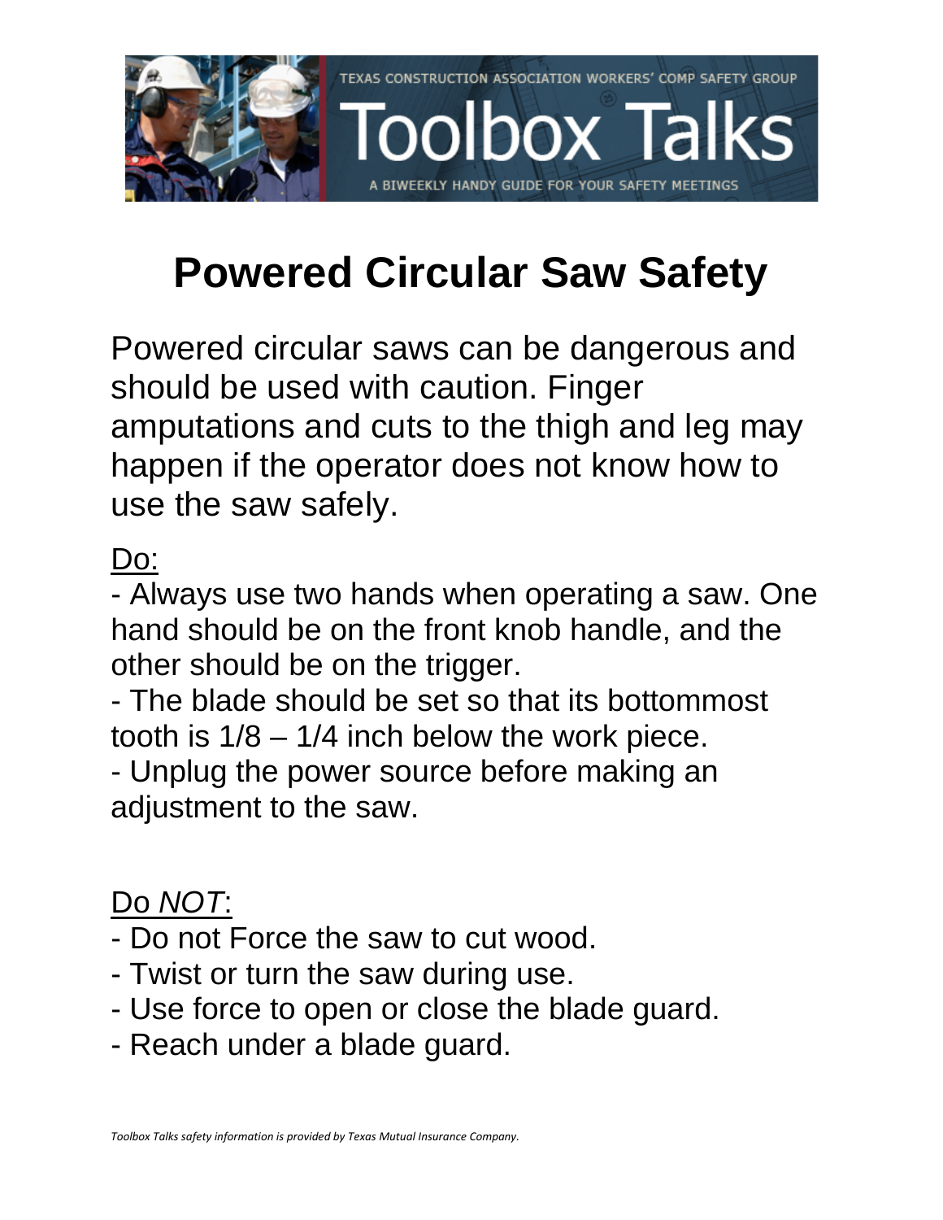TEXAS CONSTRUCTION ASSOCIATION WORKERS' COMP SAFETY GROUP

Toolbox Talks

A BIWEEKLY HANDY GUIDE FOR YOUR SAFETY MEETINGS

# Powered Circular Saw Safety

Powered circular saws can be dangerous and should be used with caution. Finger amputations and cuts to the thigh and leg may happen if the operator does not know how to use the saw safely.

Do:

- Always use two hands when operating a saw. One hand should be on the front knob handle, and the other should be on the trigger.
- The blade should be set so that its bottommost tooth is 1/8 – 1/4 inch below the work piece.
- Unplug the power source before making an adjustment to the saw.

Do *NOT*:

- Do not Force the saw to cut wood.
- Twist or turn the saw during use.
- Use force to open or close the blade guard.
- Reach under a blade guard.

*Toolbox Talks safety information is provided by Texas Mutual Insurance Company.*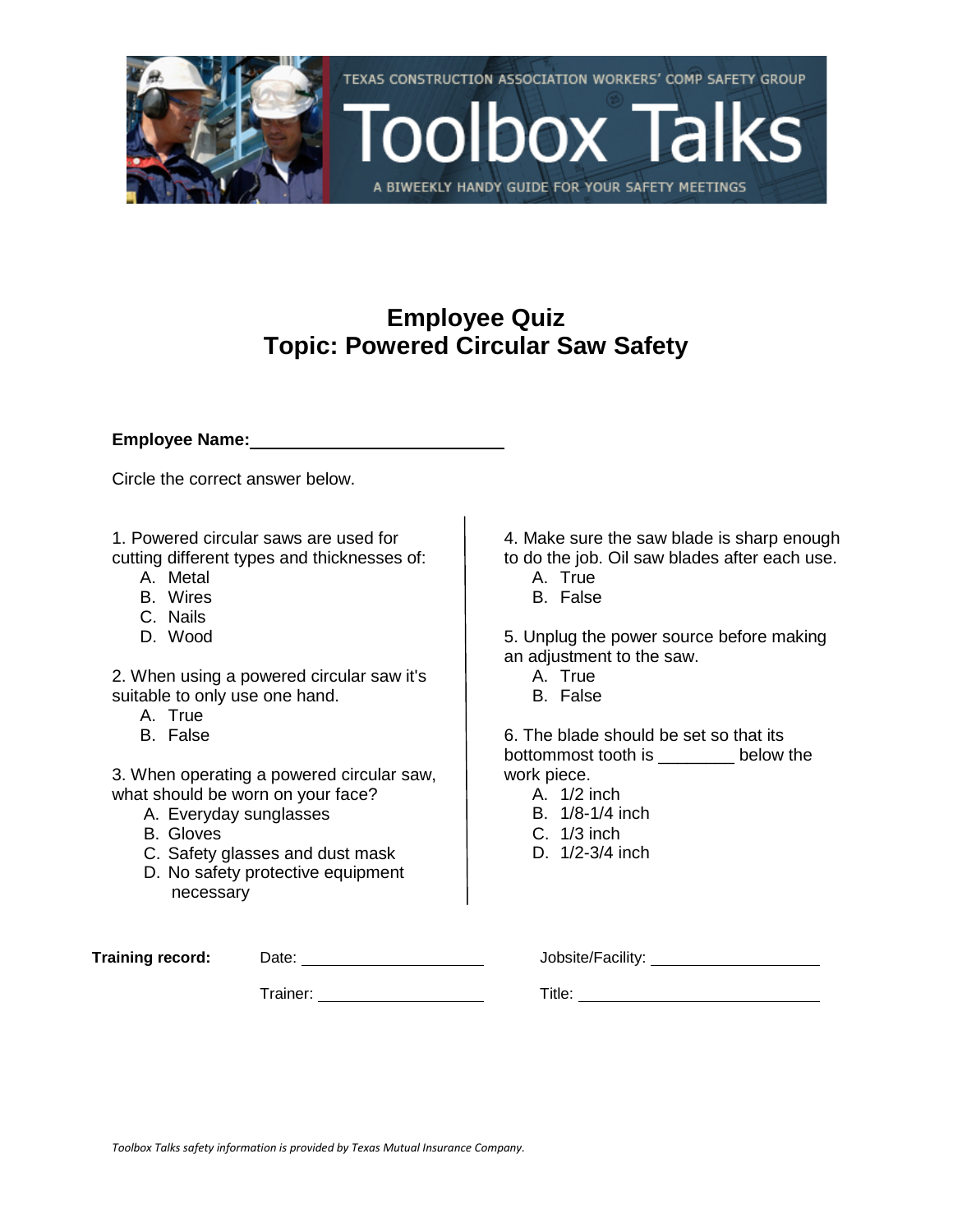# Employee Quiz
# Topic: Powered Circular Saw Safety

**Employee Name:** ____________________________

Circle the correct answer below.

1. Powered circular saws are used for cutting different types and thicknesses of:
   A. Metal
   B. Wires
   C. Nails
   D. Wood

2. When using a powered circular saw it's suitable to only use one hand.
   A. True
   B. False

3. When operating a powered circular saw, what should be worn on your face?
   A. Everyday sunglasses
   B. Gloves
   C. Safety glasses and dust mask
   D. No safety protective equipment necessary

4. Make sure the saw blade is sharp enough to do the job. Oil saw blades after each use.
   A. True
   B. False

5. Unplug the power source before making an adjustment to the saw.
   A. True
   B. False

6. The blade should be set so that its bottommost tooth is ________ below the work piece.
   A. 1/2 inch
   B. 1/8-1/4 inch
   C. 1/3 inch
   D. 1/2-3/4 inch

**Training record:**

Date: ____________________ Jobsite/Facility: ____________________

Trainer: ____________________ Title: ____________________

*Toolbox Talks safety information is provided by Texas Mutual Insurance Company.*